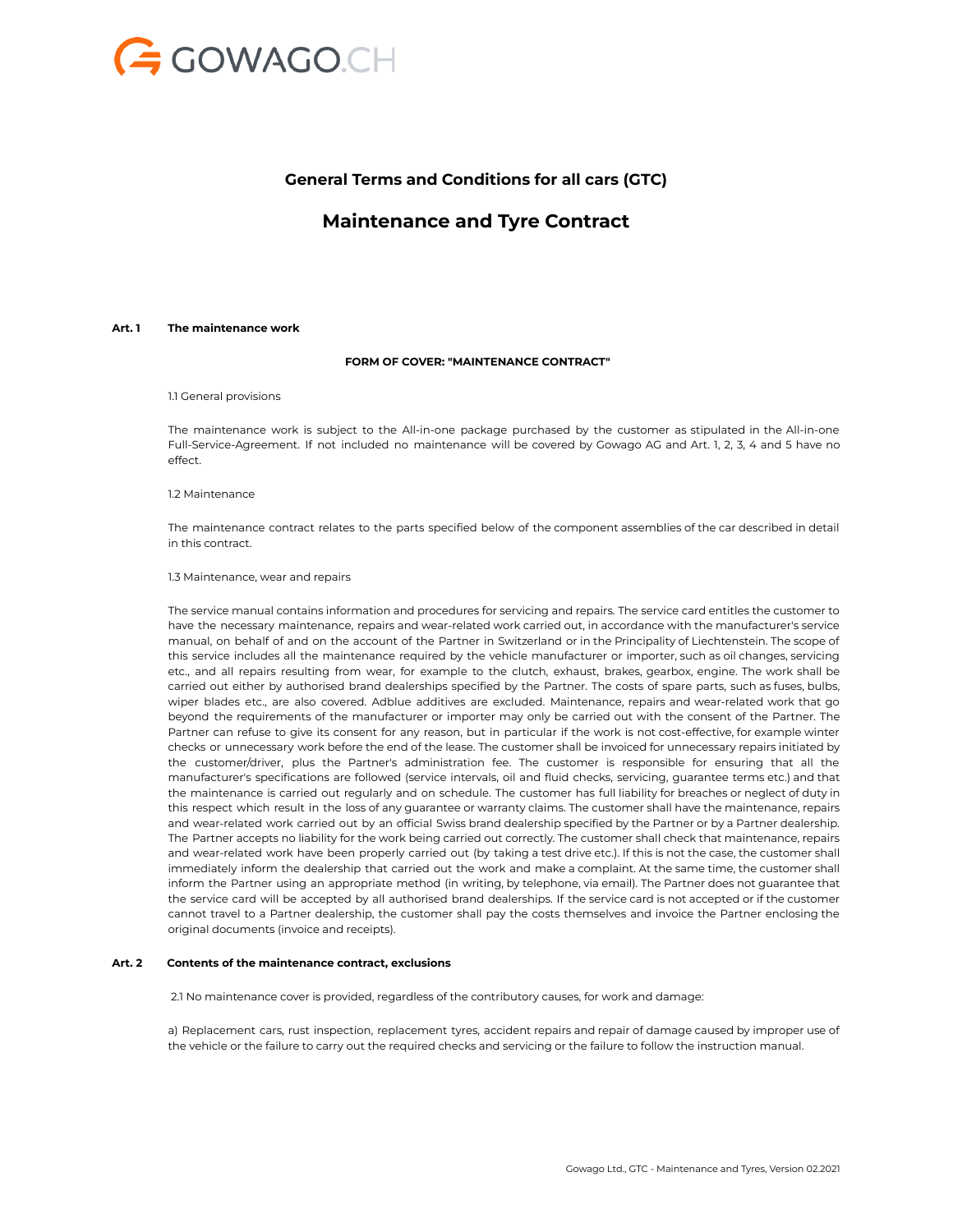GOWAGO.CH

# General Terms and Conditions for all cars (GTC)

# Maintenance and Tyre Contract

## Art. 1 The maintenance work

### FORM OF COVER: "MAINTENANCE CONTRACT"

1.1 General provisions

The maintenance work is subject to the All-in-one package purchased by the customer as stipulated in the All-in-one Full-Service-Agreement. If not included no maintenance will be covered by Gowago AG and Art. 1, 2, 3, 4 and 5 have no effect.

1.2 Maintenance

The maintenance contract relates to the parts specified below of the component assemblies of the car described in detail in this contract.

1.3 Maintenance, wear and repairs

The service manual contains information and procedures for servicing and repairs. The service card entitles the customer to have the necessary maintenance, repairs and wear-related work carried out, in accordance with the manufacturer's service manual, on behalf of and on the account of the Partner in Switzerland or in the Principality of Liechtenstein. The scope of this service includes all the maintenance required by the vehicle manufacturer or importer, such as oil changes, servicing etc., and all repairs resulting from wear, for example to the clutch, exhaust, brakes, gearbox, engine. The work shall be carried out either by authorised brand dealerships specified by the Partner. The costs of spare parts, such as fuses, bulbs, wiper blades etc., are also covered. Adblue additives are excluded. Maintenance, repairs and wear-related work that go beyond the requirements of the manufacturer or importer may only be carried out with the consent of the Partner. The Partner can refuse to give its consent for any reason, but in particular if the work is not cost-effective, for example winter checks or unnecessary work before the end of the lease. The customer shall be invoiced for unnecessary repairs initiated by the customer/driver, plus the Partner's administration fee. The customer is responsible for ensuring that all the manufacturer's specifications are followed (service intervals, oil and fluid checks, servicing, guarantee terms etc.) and that the maintenance is carried out regularly and on schedule. The customer has full liability for breaches or neglect of duty in this respect which result in the loss of any guarantee or warranty claims. The customer shall have the maintenance, repairs and wear-related work carried out by an official Swiss brand dealership specified by the Partner or by a Partner dealership. The Partner accepts no liability for the work being carried out correctly. The customer shall check that maintenance, repairs and wear-related work have been properly carried out (by taking a test drive etc.). If this is not the case, the customer shall immediately inform the dealership that carried out the work and make a complaint. At the same time, the customer shall inform the Partner using an appropriate method (in writing, by telephone, via email). The Partner does not guarantee that the service card will be accepted by all authorised brand dealerships. If the service card is not accepted or if the customer cannot travel to a Partner dealership, the customer shall pay the costs themselves and invoice the Partner enclosing the original documents (invoice and receipts).

## Art. 2 Contents of the maintenance contract, exclusions

2.1 No maintenance cover is provided, regardless of the contributory causes, for work and damage:

a) Replacement cars, rust inspection, replacement tyres, accident repairs and repair of damage caused by improper use of the vehicle or the failure to carry out the required checks and servicing or the failure to follow the instruction manual.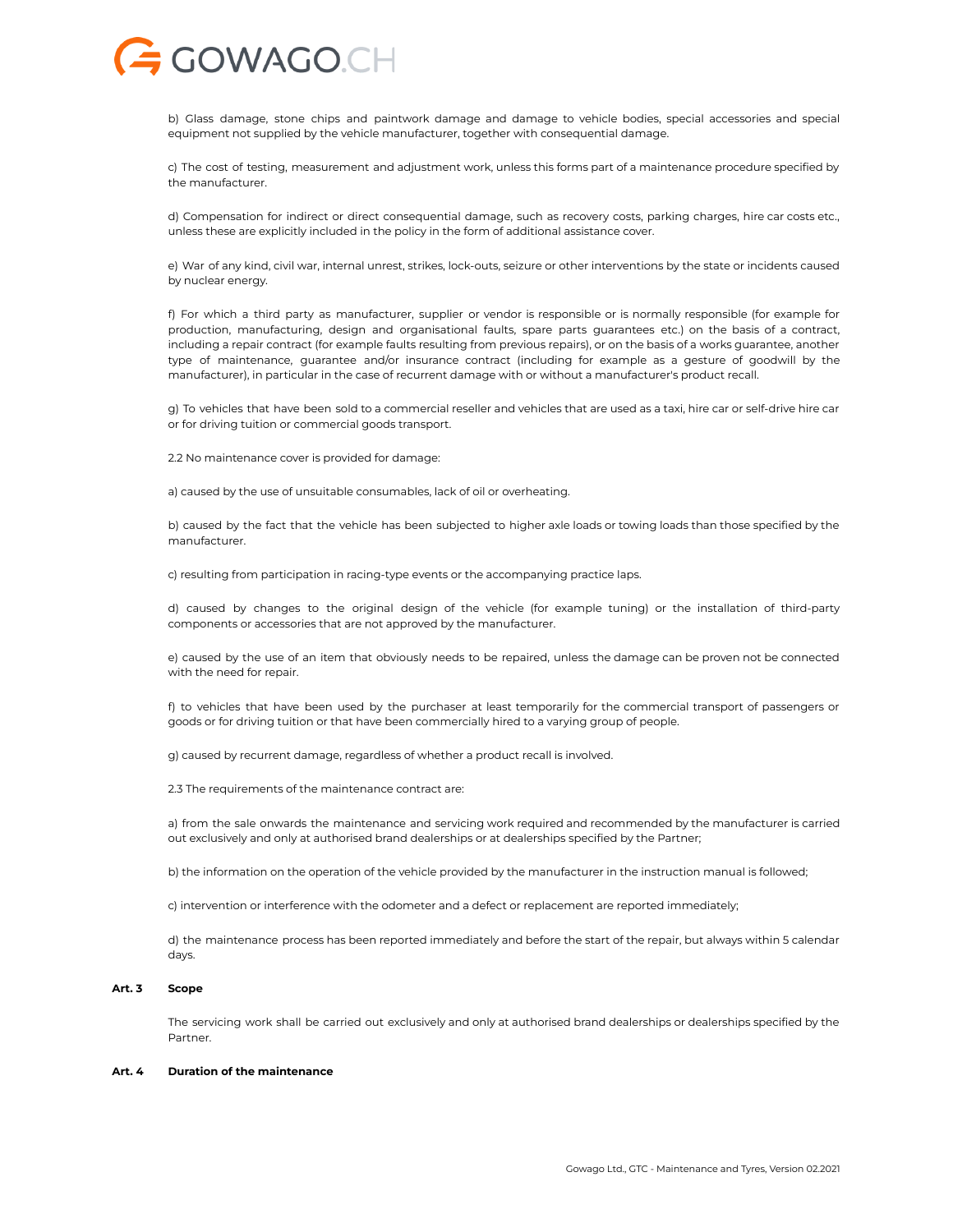b) Glass damage, stone chips and paintwork damage and damage to vehicle bodies, special accessories and special equipment not supplied by the vehicle manufacturer, together with consequential damage.

c) The cost of testing, measurement and adjustment work, unless this forms part of a maintenance procedure specified by the manufacturer.

d) Compensation for indirect or direct consequential damage, such as recovery costs, parking charges, hire car costs etc., unless these are explicitly included in the policy in the form of additional assistance cover.

e) War of any kind, civil war, internal unrest, strikes, lock-outs, seizure or other interventions by the state or incidents caused by nuclear energy.

f) For which a third party as manufacturer, supplier or vendor is responsible or is normally responsible (for example for production, manufacturing, design and organisational faults, spare parts guarantees etc.) on the basis of a contract, including a repair contract (for example faults resulting from previous repairs), or on the basis of a works guarantee, another type of maintenance, guarantee and/or insurance contract (including for example as a gesture of goodwill by the manufacturer), in particular in the case of recurrent damage with or without a manufacturer's product recall.

g) To vehicles that have been sold to a commercial reseller and vehicles that are used as a taxi, hire car or self-drive hire car or for driving tuition or commercial goods transport.

2.2 No maintenance cover is provided for damage:

a) caused by the use of unsuitable consumables, lack of oil or overheating.

b) caused by the fact that the vehicle has been subjected to higher axle loads or towing loads than those specified by the manufacturer.

c) resulting from participation in racing-type events or the accompanying practice laps.

d) caused by changes to the original design of the vehicle (for example tuning) or the installation of third-party components or accessories that are not approved by the manufacturer.

e) caused by the use of an item that obviously needs to be repaired, unless the damage can be proven not be connected with the need for repair.

f) to vehicles that have been used by the purchaser at least temporarily for the commercial transport of passengers or goods or for driving tuition or that have been commercially hired to a varying group of people.

g) caused by recurrent damage, regardless of whether a product recall is involved.

2.3 The requirements of the maintenance contract are:

a) from the sale onwards the maintenance and servicing work required and recommended by the manufacturer is carried out exclusively and only at authorised brand dealerships or at dealerships specified by the Partner;

b) the information on the operation of the vehicle provided by the manufacturer in the instruction manual is followed;

c) intervention or interference with the odometer and a defect or replacement are reported immediately;

d) the maintenance process has been reported immediately and before the start of the repair, but always within 5 calendar days.

**Art. 3 Scope**

The servicing work shall be carried out exclusively and only at authorised brand dealerships or dealerships specified by the Partner.

**Art. 4 Duration of the maintenance**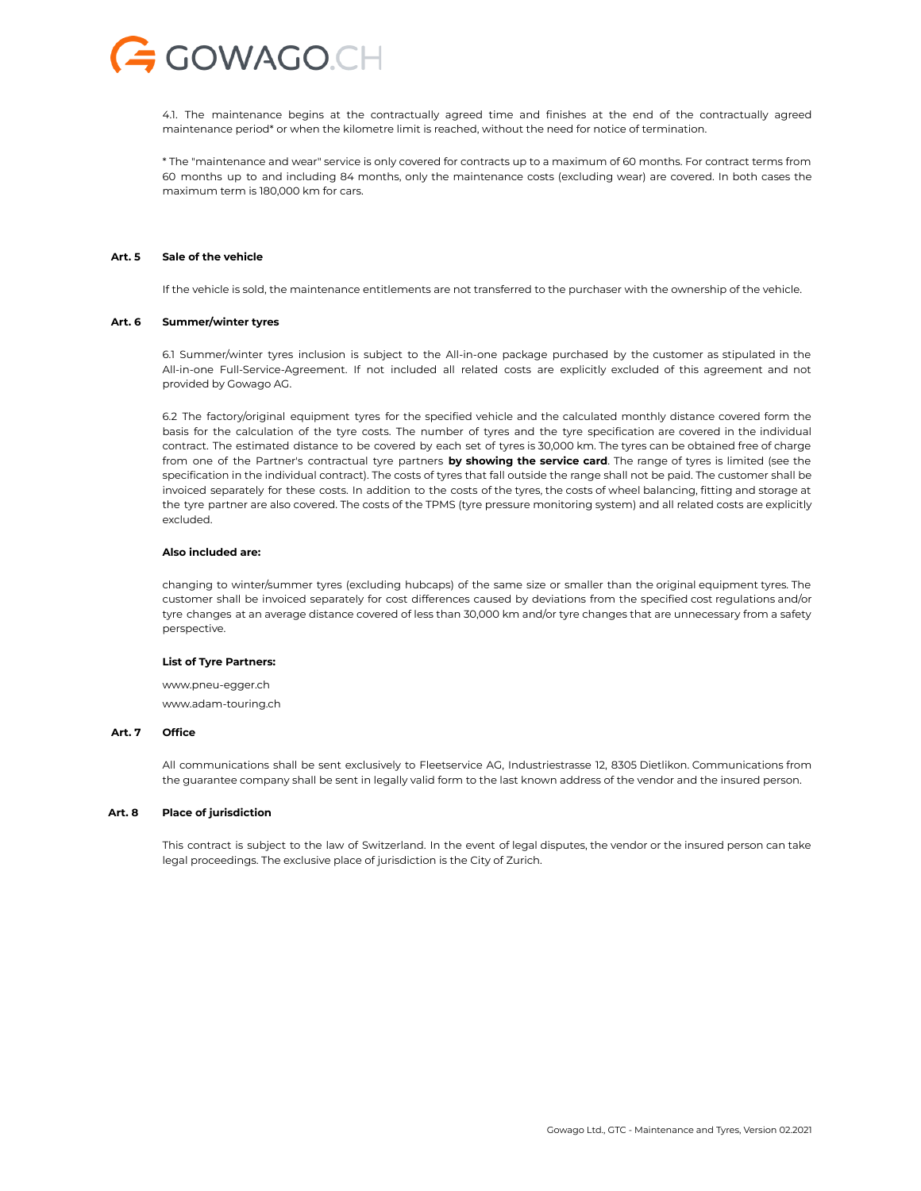4.1. The maintenance begins at the contractually agreed time and finishes at the end of the contractually agreed maintenance period* or when the kilometre limit is reached, without the need for notice of termination.

* The "maintenance and wear" service is only covered for contracts up to a maximum of 60 months. For contract terms from 60 months up to and including 84 months, only the maintenance costs (excluding wear) are covered. In both cases the maximum term is 180,000 km for cars.

**Art. 5 Sale of the vehicle**

If the vehicle is sold, the maintenance entitlements are not transferred to the purchaser with the ownership of the vehicle.

**Art. 6 Summer/winter tyres**

6.1 Summer/winter tyres inclusion is subject to the All-in-one package purchased by the customer as stipulated in the All-in-one Full-Service-Agreement. If not included all related costs are explicitly excluded of this agreement and not provided by Gowago AG.

6.2 The factory/original equipment tyres for the specified vehicle and the calculated monthly distance covered form the basis for the calculation of the tyre costs. The number of tyres and the tyre specification are covered in the individual contract. The estimated distance to be covered by each set of tyres is 30,000 km. The tyres can be obtained free of charge from one of the Partner's contractual tyre partners **by showing the service card**. The range of tyres is limited (see the specification in the individual contract). The costs of tyres that fall outside the range shall not be paid. The customer shall be invoiced separately for these costs. In addition to the costs of the tyres, the costs of wheel balancing, fitting and storage at the tyre partner are also covered. The costs of the TPMS (tyre pressure monitoring system) and all related costs are explicitly excluded.

**Also included are:**

changing to winter/summer tyres (excluding hubcaps) of the same size or smaller than the original equipment tyres. The customer shall be invoiced separately for cost differences caused by deviations from the specified cost regulations and/or tyre changes at an average distance covered of less than 30,000 km and/or tyre changes that are unnecessary from a safety perspective.

**List of Tyre Partners:**

www.pneu-egger.ch

www.adam-touring.ch

**Art. 7 Office**

All communications shall be sent exclusively to Fleetservice AG, Industriestrasse 12, 8305 Dietlikon. Communications from the guarantee company shall be sent in legally valid form to the last known address of the vendor and the insured person.

**Art. 8 Place of jurisdiction**

This contract is subject to the law of Switzerland. In the event of legal disputes, the vendor or the insured person can take legal proceedings. The exclusive place of jurisdiction is the City of Zurich.